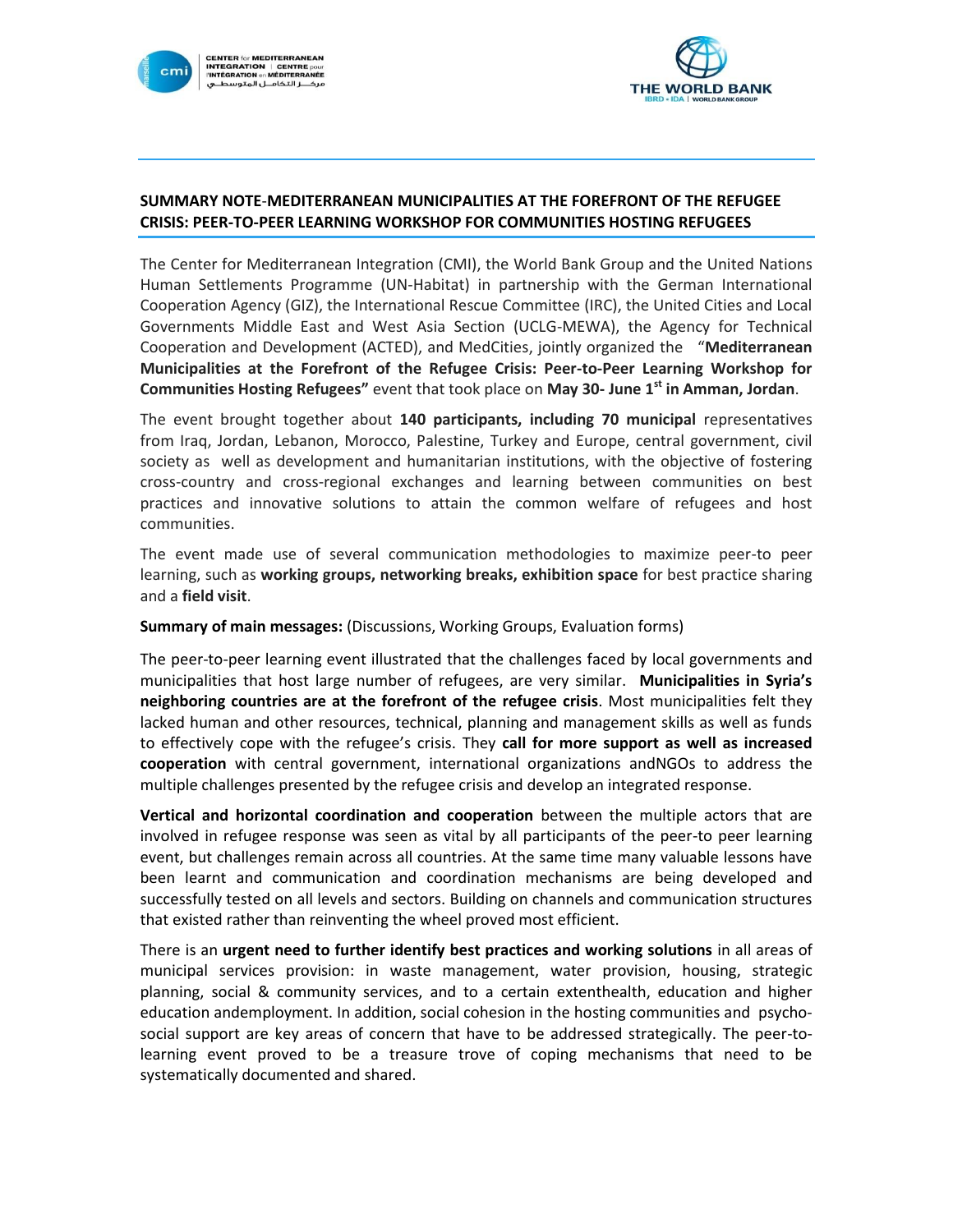## SUMMARY NOTE-MEDITERRANEAN MUNICIPALITIES AT THE FOREFRONT OF THE REFUGEE CRISIS: PEER-TO-PEER LEARNING WORKSHOP FOR COMMUNITIES HOSTING REFUGEES

The Center for Mediterranean Integration (CMI), the World Bank Group and the United Nations Human Settlements Programme (UN-Habitat) in partnership with the German International Cooperation Agency (GIZ), the International Rescue Committee (IRC), the United Cities and Local Governments Middle East and West Asia Section (UCLG-MEWA), the Agency for Technical Cooperation and Development (ACTED), and MedCities, jointly organized the "**Mediterranean Municipalities at the Forefront of the Refugee Crisis: Peer-to-Peer Learning Workshop for Communities Hosting Refugees"** event that took place on **May 30- June 1st in Amman, Jordan**.

The event brought together about **140 participants, including 70 municipal** representatives from Iraq, Jordan, Lebanon, Morocco, Palestine, Turkey and Europe, central government, civil society as well as development and humanitarian institutions, with the objective of fostering cross-country and cross-regional exchanges and learning between communities on best practices and innovative solutions to attain the common welfare of refugees and host communities.

The event made use of several communication methodologies to maximize peer-to peer learning, such as **working groups, networking breaks, exhibition space** for best practice sharing and a **field visit**.

**Summary of main messages:** (Discussions, Working Groups, Evaluation forms)

The peer-to-peer learning event illustrated that the challenges faced by local governments and municipalities that host large number of refugees, are very similar. **Municipalities in Syria's neighboring countries are at the forefront of the refugee crisis**. Most municipalities felt they lacked human and other resources, technical, planning and management skills as well as funds to effectively cope with the refugee's crisis. They **call for more support as well as increased cooperation** with central government, international organizations andNGOs to address the multiple challenges presented by the refugee crisis and develop an integrated response.

**Vertical and horizontal coordination and cooperation** between the multiple actors that are involved in refugee response was seen as vital by all participants of the peer-to peer learning event, but challenges remain across all countries. At the same time many valuable lessons have been learnt and communication and coordination mechanisms are being developed and successfully tested on all levels and sectors. Building on channels and communication structures that existed rather than reinventing the wheel proved most efficient.

There is an **urgent need to further identify best practices and working solutions** in all areas of municipal services provision: in waste management, water provision, housing, strategic planning, social & community services, and to a certain extenthealth, education and higher education andemployment. In addition, social cohesion in the hosting communities and psycho-social support are key areas of concern that have to be addressed strategically. The peer-to-learning event proved to be a treasure trove of coping mechanisms that need to be systematically documented and shared.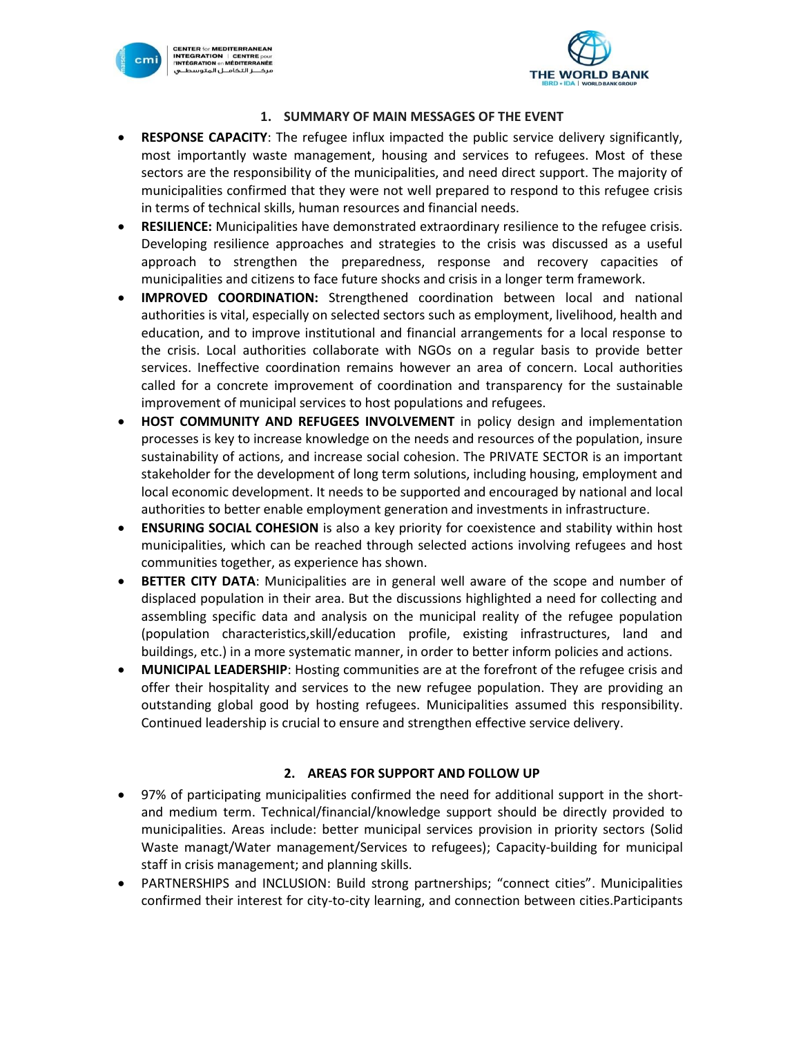## 1. SUMMARY OF MAIN MESSAGES OF THE EVENT

- **RESPONSE CAPACITY**: The refugee influx impacted the public service delivery significantly, most importantly waste management, housing and services to refugees. Most of these sectors are the responsibility of the municipalities, and need direct support. The majority of municipalities confirmed that they were not well prepared to respond to this refugee crisis in terms of technical skills, human resources and financial needs.
- **RESILIENCE:** Municipalities have demonstrated extraordinary resilience to the refugee crisis. Developing resilience approaches and strategies to the crisis was discussed as a useful approach to strengthen the preparedness, response and recovery capacities of municipalities and citizens to face future shocks and crisis in a longer term framework.
- **IMPROVED COORDINATION:** Strengthened coordination between local and national authorities is vital, especially on selected sectors such as employment, livelihood, health and education, and to improve institutional and financial arrangements for a local response to the crisis. Local authorities collaborate with NGOs on a regular basis to provide better services. Ineffective coordination remains however an area of concern. Local authorities called for a concrete improvement of coordination and transparency for the sustainable improvement of municipal services to host populations and refugees.
- **HOST COMMUNITY AND REFUGEES INVOLVEMENT** in policy design and implementation processes is key to increase knowledge on the needs and resources of the population, insure sustainability of actions, and increase social cohesion. The PRIVATE SECTOR is an important stakeholder for the development of long term solutions, including housing, employment and local economic development. It needs to be supported and encouraged by national and local authorities to better enable employment generation and investments in infrastructure.
- **ENSURING SOCIAL COHESION** is also a key priority for coexistence and stability within host municipalities, which can be reached through selected actions involving refugees and host communities together, as experience has shown.
- **BETTER CITY DATA**: Municipalities are in general well aware of the scope and number of displaced population in their area. But the discussions highlighted a need for collecting and assembling specific data and analysis on the municipal reality of the refugee population (population characteristics,skill/education profile, existing infrastructures, land and buildings, etc.) in a more systematic manner, in order to better inform policies and actions.
- **MUNICIPAL LEADERSHIP**: Hosting communities are at the forefront of the refugee crisis and offer their hospitality and services to the new refugee population. They are providing an outstanding global good by hosting refugees. Municipalities assumed this responsibility. Continued leadership is crucial to ensure and strengthen effective service delivery.

## 2. AREAS FOR SUPPORT AND FOLLOW UP

- 97% of participating municipalities confirmed the need for additional support in the short- and medium term. Technical/financial/knowledge support should be directly provided to municipalities. Areas include: better municipal services provision in priority sectors (Solid Waste managt/Water management/Services to refugees); Capacity-building for municipal staff in crisis management; and planning skills.
- PARTNERSHIPS and INCLUSION: Build strong partnerships; "connect cities". Municipalities confirmed their interest for city-to-city learning, and connection between cities.Participants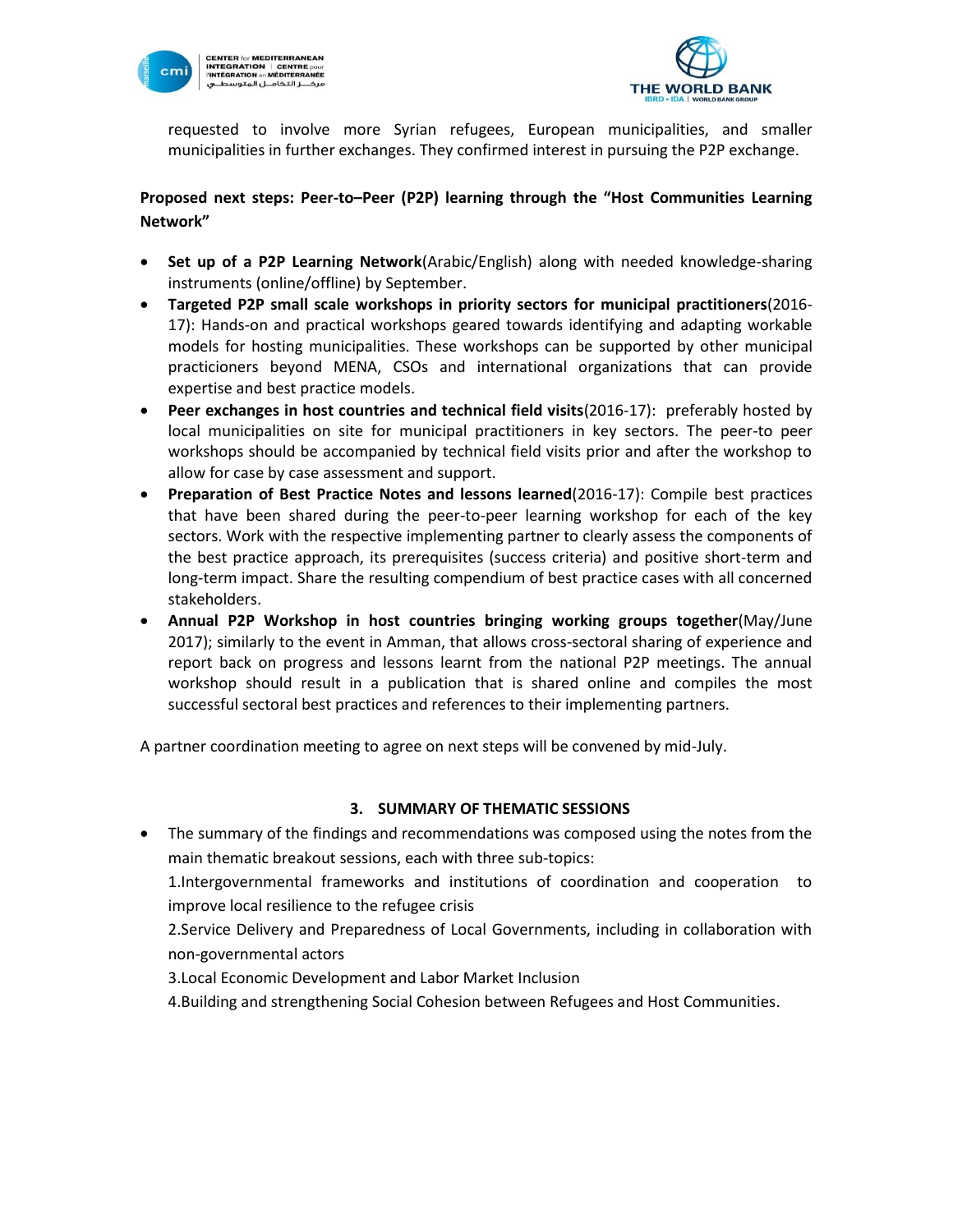requested to involve more Syrian refugees, European municipalities, and smaller municipalities in further exchanges. They confirmed interest in pursuing the P2P exchange.

**Proposed next steps: Peer-to–Peer (P2P) learning through the "Host Communities Learning Network"**

- **Set up of a P2P Learning Network**(Arabic/English) along with needed knowledge-sharing instruments (online/offline) by September.
- **Targeted P2P small scale workshops in priority sectors for municipal practitioners**(2016-17): Hands-on and practical workshops geared towards identifying and adapting workable models for hosting municipalities. These workshops can be supported by other municipal practicioners beyond MENA, CSOs and international organizations that can provide expertise and best practice models.
- **Peer exchanges in host countries and technical field visits**(2016-17): preferably hosted by local municipalities on site for municipal practitioners in key sectors. The peer-to peer workshops should be accompanied by technical field visits prior and after the workshop to allow for case by case assessment and support.
- **Preparation of Best Practice Notes and lessons learned**(2016-17): Compile best practices that have been shared during the peer-to-peer learning workshop for each of the key sectors. Work with the respective implementing partner to clearly assess the components of the best practice approach, its prerequisites (success criteria) and positive short-term and long-term impact. Share the resulting compendium of best practice cases with all concerned stakeholders.
- **Annual P2P Workshop in host countries bringing working groups together**(May/June 2017); similarly to the event in Amman, that allows cross-sectoral sharing of experience and report back on progress and lessons learnt from the national P2P meetings. The annual workshop should result in a publication that is shared online and compiles the most successful sectoral best practices and references to their implementing partners.

A partner coordination meeting to agree on next steps will be convened by mid-July.

## 3. SUMMARY OF THEMATIC SESSIONS

- The summary of the findings and recommendations was composed using the notes from the main thematic breakout sessions, each with three sub-topics:

  1.Intergovernmental frameworks and institutions of coordination and cooperation to improve local resilience to the refugee crisis

  2.Service Delivery and Preparedness of Local Governments, including in collaboration with non-governmental actors

  3.Local Economic Development and Labor Market Inclusion

  4.Building and strengthening Social Cohesion between Refugees and Host Communities.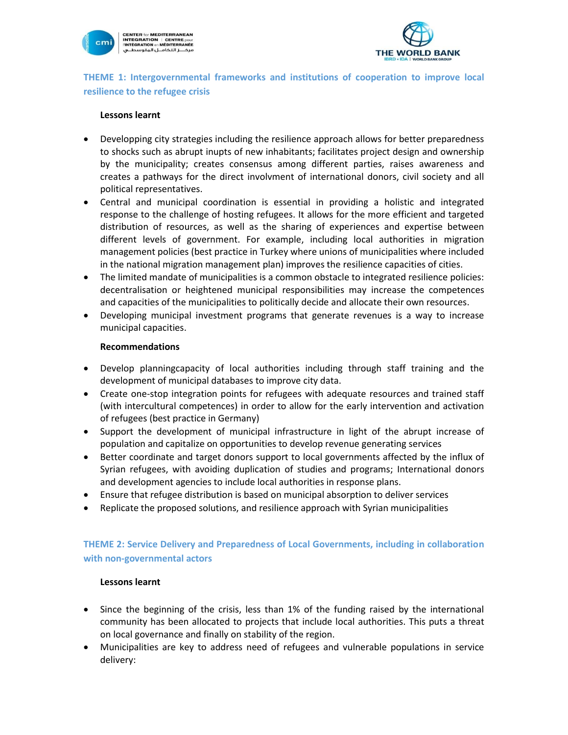## THEME 1: Intergovernmental frameworks and institutions of cooperation to improve local resilience to the refugee crisis

**Lessons learnt**

- Developping city strategies including the resilience approach allows for better preparedness to shocks such as abrupt inupts of new inhabitants; facilitates project design and ownership by the municipality; creates consensus among different parties, raises awareness and creates a pathways for the direct involvment of international donors, civil society and all political representatives.
- Central and municipal coordination is essential in providing a holistic and integrated response to the challenge of hosting refugees. It allows for the more efficient and targeted distribution of resources, as well as the sharing of experiences and expertise between different levels of government. For example, including local authorities in migration management policies (best practice in Turkey where unions of municipalities where included in the national migration management plan) improves the resilience capacities of cities.
- The limited mandate of municipalities is a common obstacle to integrated resilience policies: decentralisation or heightened municipal responsibilities may increase the competences and capacities of the municipalities to politically decide and allocate their own resources.
- Developing municipal investment programs that generate revenues is a way to increase municipal capacities.

**Recommendations**

- Develop planningcapacity of local authorities including through staff training and the development of municipal databases to improve city data.
- Create one-stop integration points for refugees with adequate resources and trained staff (with intercultural competences) in order to allow for the early intervention and activation of refugees (best practice in Germany)
- Support the development of municipal infrastructure in light of the abrupt increase of population and capitalize on opportunities to develop revenue generating services
- Better coordinate and target donors support to local governments affected by the influx of Syrian refugees, with avoiding duplication of studies and programs; International donors and development agencies to include local authorities in response plans.
- Ensure that refugee distribution is based on municipal absorption to deliver services
- Replicate the proposed solutions, and resilience approach with Syrian municipalities

## THEME 2: Service Delivery and Preparedness of Local Governments, including in collaboration with non-governmental actors

**Lessons learnt**

- Since the beginning of the crisis, less than 1% of the funding raised by the international community has been allocated to projects that include local authorities. This puts a threat on local governance and finally on stability of the region.
- Municipalities are key to address need of refugees and vulnerable populations in service delivery: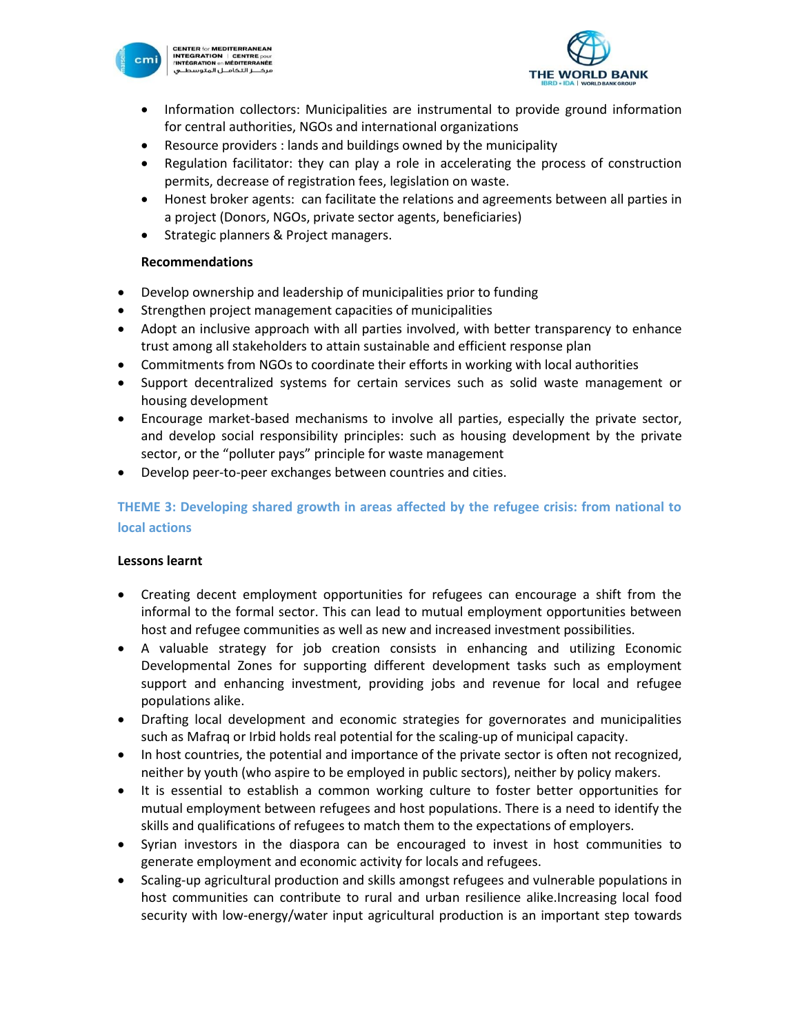- Information collectors: Municipalities are instrumental to provide ground information for central authorities, NGOs and international organizations
- Resource providers : lands and buildings owned by the municipality
- Regulation facilitator: they can play a role in accelerating the process of construction permits, decrease of registration fees, legislation on waste.
- Honest broker agents: can facilitate the relations and agreements between all parties in a project (Donors, NGOs, private sector agents, beneficiaries)
- Strategic planners & Project managers.

**Recommendations**

- Develop ownership and leadership of municipalities prior to funding
- Strengthen project management capacities of municipalities
- Adopt an inclusive approach with all parties involved, with better transparency to enhance trust among all stakeholders to attain sustainable and efficient response plan
- Commitments from NGOs to coordinate their efforts in working with local authorities
- Support decentralized systems for certain services such as solid waste management or housing development
- Encourage market-based mechanisms to involve all parties, especially the private sector, and develop social responsibility principles: such as housing development by the private sector, or the "polluter pays" principle for waste management
- Develop peer-to-peer exchanges between countries and cities.

## THEME 3: Developing shared growth in areas affected by the refugee crisis: from national to local actions

**Lessons learnt**

- Creating decent employment opportunities for refugees can encourage a shift from the informal to the formal sector. This can lead to mutual employment opportunities between host and refugee communities as well as new and increased investment possibilities.
- A valuable strategy for job creation consists in enhancing and utilizing Economic Developmental Zones for supporting different development tasks such as employment support and enhancing investment, providing jobs and revenue for local and refugee populations alike.
- Drafting local development and economic strategies for governorates and municipalities such as Mafraq or Irbid holds real potential for the scaling-up of municipal capacity.
- In host countries, the potential and importance of the private sector is often not recognized, neither by youth (who aspire to be employed in public sectors), neither by policy makers.
- It is essential to establish a common working culture to foster better opportunities for mutual employment between refugees and host populations. There is a need to identify the skills and qualifications of refugees to match them to the expectations of employers.
- Syrian investors in the diaspora can be encouraged to invest in host communities to generate employment and economic activity for locals and refugees.
- Scaling-up agricultural production and skills amongst refugees and vulnerable populations in host communities can contribute to rural and urban resilience alike.Increasing local food security with low-energy/water input agricultural production is an important step towards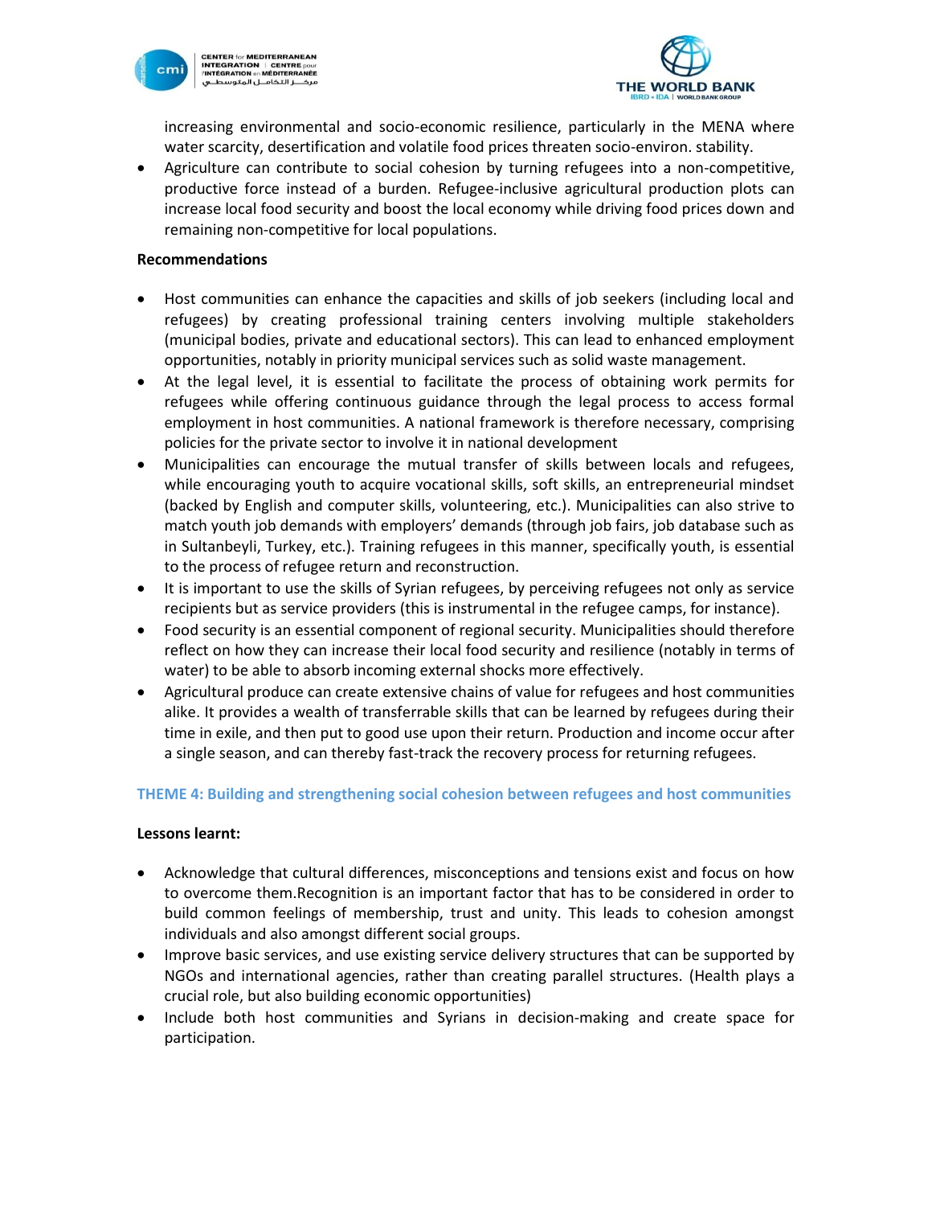increasing environmental and socio-economic resilience, particularly in the MENA where water scarcity, desertification and volatile food prices threaten socio-environ. stability.

- Agriculture can contribute to social cohesion by turning refugees into a non-competitive, productive force instead of a burden. Refugee-inclusive agricultural production plots can increase local food security and boost the local economy while driving food prices down and remaining non-competitive for local populations.

**Recommendations**

- Host communities can enhance the capacities and skills of job seekers (including local and refugees) by creating professional training centers involving multiple stakeholders (municipal bodies, private and educational sectors). This can lead to enhanced employment opportunities, notably in priority municipal services such as solid waste management.
- At the legal level, it is essential to facilitate the process of obtaining work permits for refugees while offering continuous guidance through the legal process to access formal employment in host communities. A national framework is therefore necessary, comprising policies for the private sector to involve it in national development
- Municipalities can encourage the mutual transfer of skills between locals and refugees, while encouraging youth to acquire vocational skills, soft skills, an entrepreneurial mindset (backed by English and computer skills, volunteering, etc.). Municipalities can also strive to match youth job demands with employers' demands (through job fairs, job database such as in Sultanbeyli, Turkey, etc.). Training refugees in this manner, specifically youth, is essential to the process of refugee return and reconstruction.
- It is important to use the skills of Syrian refugees, by perceiving refugees not only as service recipients but as service providers (this is instrumental in the refugee camps, for instance).
- Food security is an essential component of regional security. Municipalities should therefore reflect on how they can increase their local food security and resilience (notably in terms of water) to be able to absorb incoming external shocks more effectively.
- Agricultural produce can create extensive chains of value for refugees and host communities alike. It provides a wealth of transferrable skills that can be learned by refugees during their time in exile, and then put to good use upon their return. Production and income occur after a single season, and can thereby fast-track the recovery process for returning refugees.

## THEME 4: Building and strengthening social cohesion between refugees and host communities

**Lessons learnt:**

- Acknowledge that cultural differences, misconceptions and tensions exist and focus on how to overcome them.Recognition is an important factor that has to be considered in order to build common feelings of membership, trust and unity. This leads to cohesion amongst individuals and also amongst different social groups.
- Improve basic services, and use existing service delivery structures that can be supported by NGOs and international agencies, rather than creating parallel structures. (Health plays a crucial role, but also building economic opportunities)
- Include both host communities and Syrians in decision-making and create space for participation.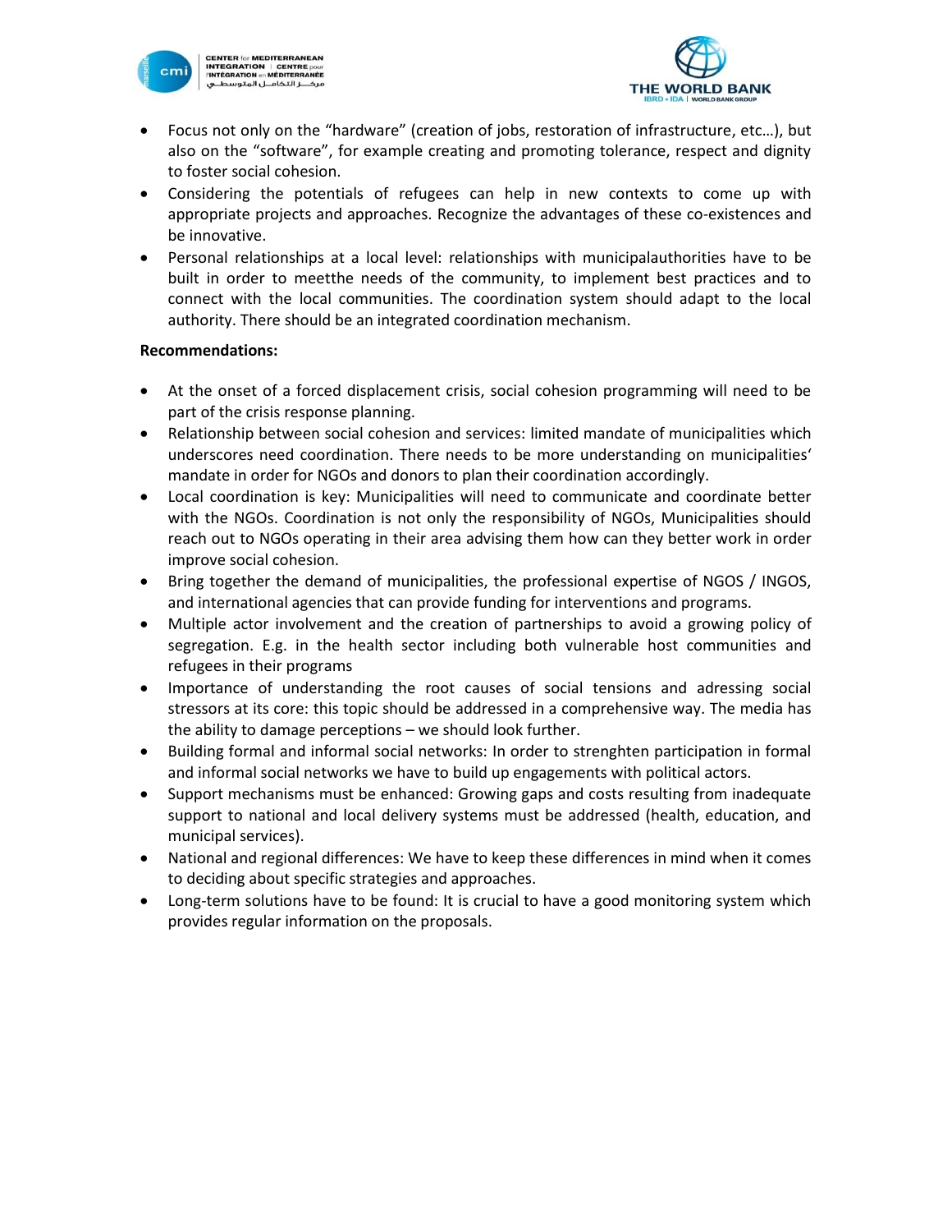- Focus not only on the "hardware" (creation of jobs, restoration of infrastructure, etc…), but also on the "software", for example creating and promoting tolerance, respect and dignity to foster social cohesion.
- Considering the potentials of refugees can help in new contexts to come up with appropriate projects and approaches. Recognize the advantages of these co-existences and be innovative.
- Personal relationships at a local level: relationships with municipalauthorities have to be built in order to meetthe needs of the community, to implement best practices and to connect with the local communities. The coordination system should adapt to the local authority. There should be an integrated coordination mechanism.

**Recommendations:**

- At the onset of a forced displacement crisis, social cohesion programming will need to be part of the crisis response planning.
- Relationship between social cohesion and services: limited mandate of municipalities which underscores need coordination. There needs to be more understanding on municipalities' mandate in order for NGOs and donors to plan their coordination accordingly.
- Local coordination is key: Municipalities will need to communicate and coordinate better with the NGOs. Coordination is not only the responsibility of NGOs, Municipalities should reach out to NGOs operating in their area advising them how can they better work in order improve social cohesion.
- Bring together the demand of municipalities, the professional expertise of NGOS / INGOS, and international agencies that can provide funding for interventions and programs.
- Multiple actor involvement and the creation of partnerships to avoid a growing policy of segregation. E.g. in the health sector including both vulnerable host communities and refugees in their programs
- Importance of understanding the root causes of social tensions and adressing social stressors at its core: this topic should be addressed in a comprehensive way. The media has the ability to damage perceptions – we should look further.
- Building formal and informal social networks: In order to strenghten participation in formal and informal social networks we have to build up engagements with political actors.
- Support mechanisms must be enhanced: Growing gaps and costs resulting from inadequate support to national and local delivery systems must be addressed (health, education, and municipal services).
- National and regional differences: We have to keep these differences in mind when it comes to deciding about specific strategies and approaches.
- Long-term solutions have to be found: It is crucial to have a good monitoring system which provides regular information on the proposals.